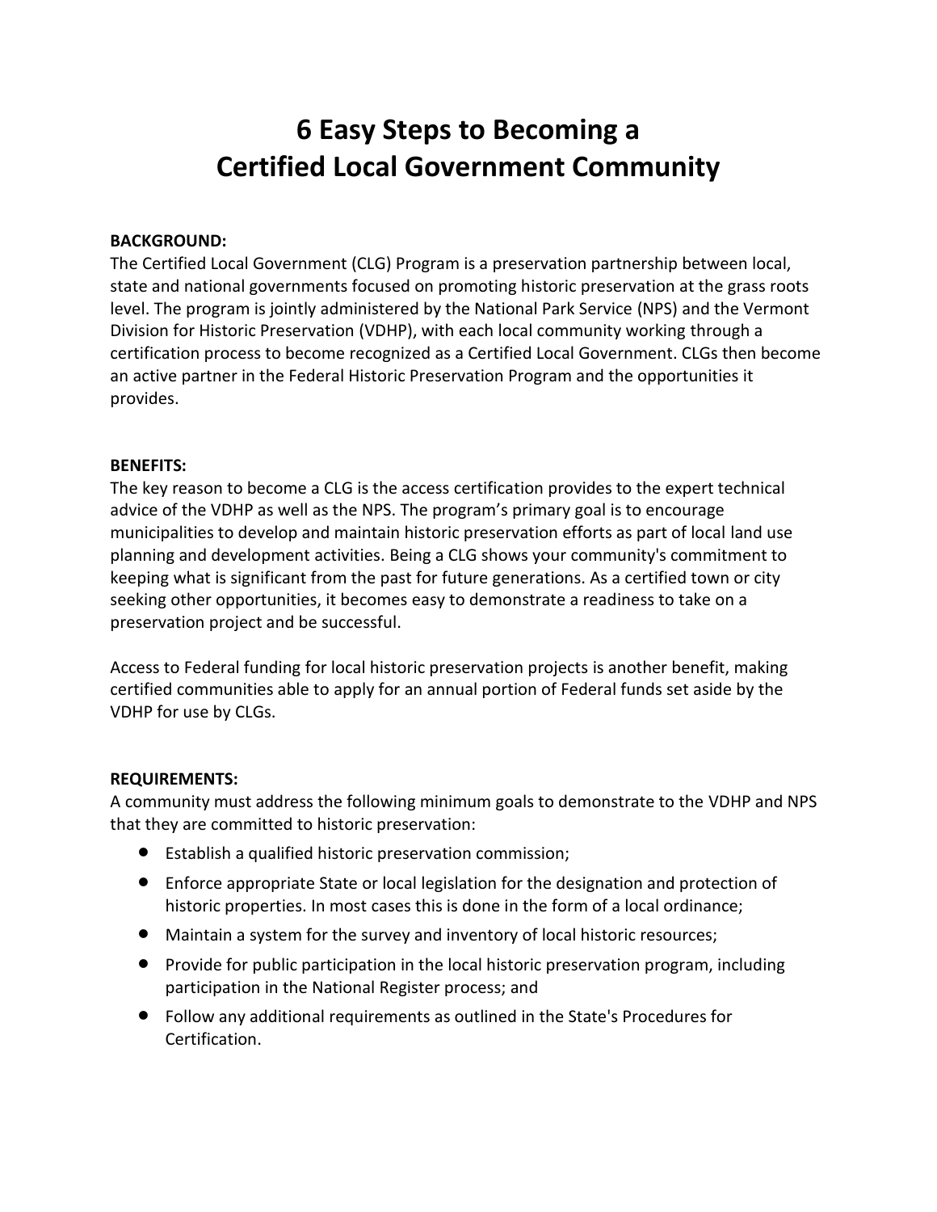# 6 Easy Steps to Becoming a Certified Local Government Community

**BACKGROUND:**

The Certified Local Government (CLG) Program is a preservation partnership between local, state and national governments focused on promoting historic preservation at the grass roots level. The program is jointly administered by the National Park Service (NPS) and the Vermont Division for Historic Preservation (VDHP), with each local community working through a certification process to become recognized as a Certified Local Government. CLGs then become an active partner in the Federal Historic Preservation Program and the opportunities it provides.

**BENEFITS:**

The key reason to become a CLG is the access certification provides to the expert technical advice of the VDHP as well as the NPS. The program's primary goal is to encourage municipalities to develop and maintain historic preservation efforts as part of local land use planning and development activities. Being a CLG shows your community's commitment to keeping what is significant from the past for future generations. As a certified town or city seeking other opportunities, it becomes easy to demonstrate a readiness to take on a preservation project and be successful.

Access to Federal funding for local historic preservation projects is another benefit, making certified communities able to apply for an annual portion of Federal funds set aside by the VDHP for use by CLGs.

**REQUIREMENTS:**

A community must address the following minimum goals to demonstrate to the VDHP and NPS that they are committed to historic preservation:

- Establish a qualified historic preservation commission;
- Enforce appropriate State or local legislation for the designation and protection of historic properties. In most cases this is done in the form of a local ordinance;
- Maintain a system for the survey and inventory of local historic resources;
- Provide for public participation in the local historic preservation program, including participation in the National Register process; and
- Follow any additional requirements as outlined in the State's Procedures for Certification.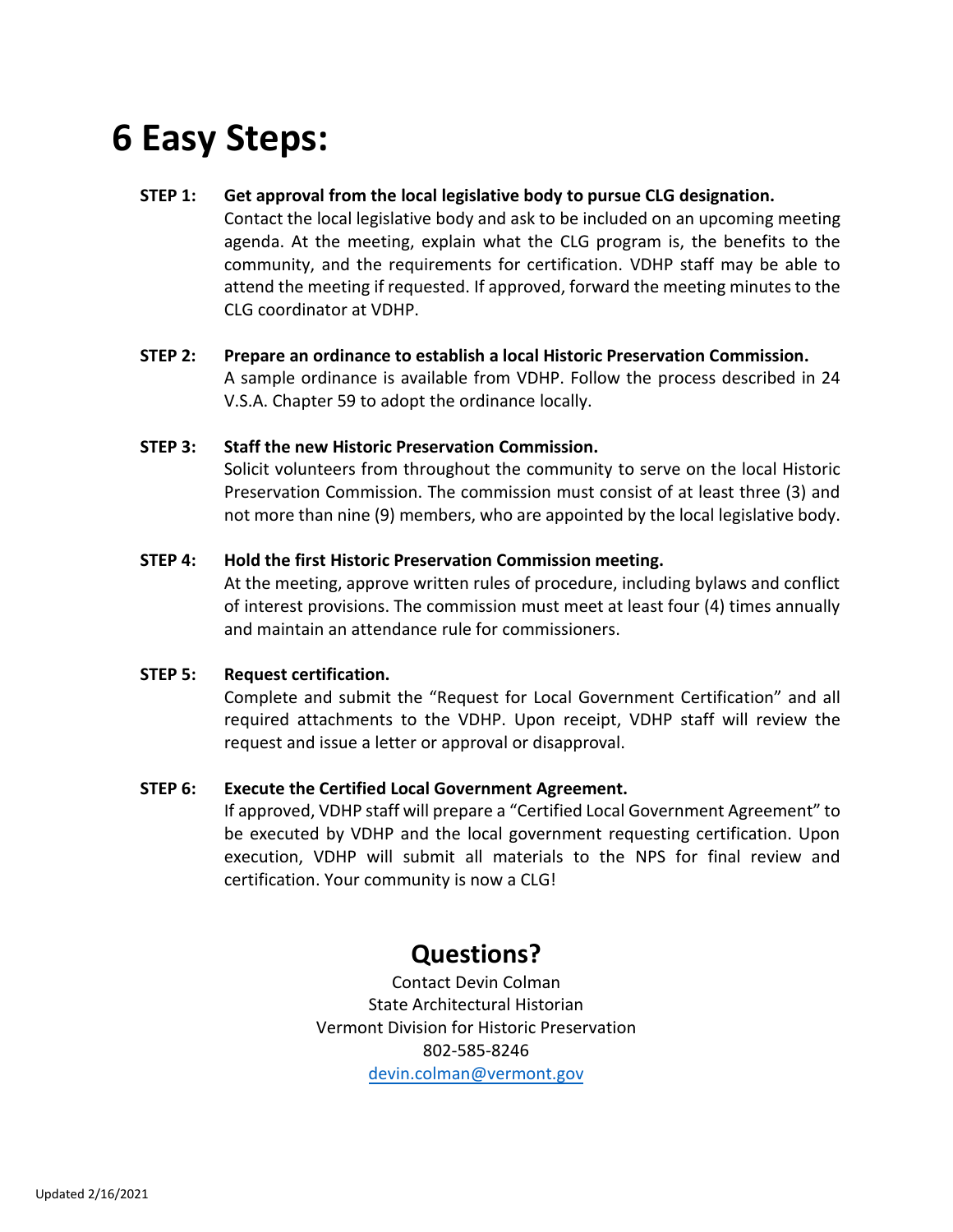# 6 Easy Steps:

**STEP 1: Get approval from the local legislative body to pursue CLG designation.**
Contact the local legislative body and ask to be included on an upcoming meeting agenda. At the meeting, explain what the CLG program is, the benefits to the community, and the requirements for certification. VDHP staff may be able to attend the meeting if requested. If approved, forward the meeting minutes to the CLG coordinator at VDHP.

**STEP 2: Prepare an ordinance to establish a local Historic Preservation Commission.**
A sample ordinance is available from VDHP. Follow the process described in 24 V.S.A. Chapter 59 to adopt the ordinance locally.

**STEP 3: Staff the new Historic Preservation Commission.**
Solicit volunteers from throughout the community to serve on the local Historic Preservation Commission. The commission must consist of at least three (3) and not more than nine (9) members, who are appointed by the local legislative body.

**STEP 4: Hold the first Historic Preservation Commission meeting.**
At the meeting, approve written rules of procedure, including bylaws and conflict of interest provisions. The commission must meet at least four (4) times annually and maintain an attendance rule for commissioners.

**STEP 5: Request certification.**
Complete and submit the "Request for Local Government Certification" and all required attachments to the VDHP. Upon receipt, VDHP staff will review the request and issue a letter or approval or disapproval.

**STEP 6: Execute the Certified Local Government Agreement.**
If approved, VDHP staff will prepare a "Certified Local Government Agreement" to be executed by VDHP and the local government requesting certification. Upon execution, VDHP will submit all materials to the NPS for final review and certification. Your community is now a CLG!

## Questions?

Contact Devin Colman
State Architectural Historian
Vermont Division for Historic Preservation
802-585-8246
devin.colman@vermont.gov

Updated 2/16/2021